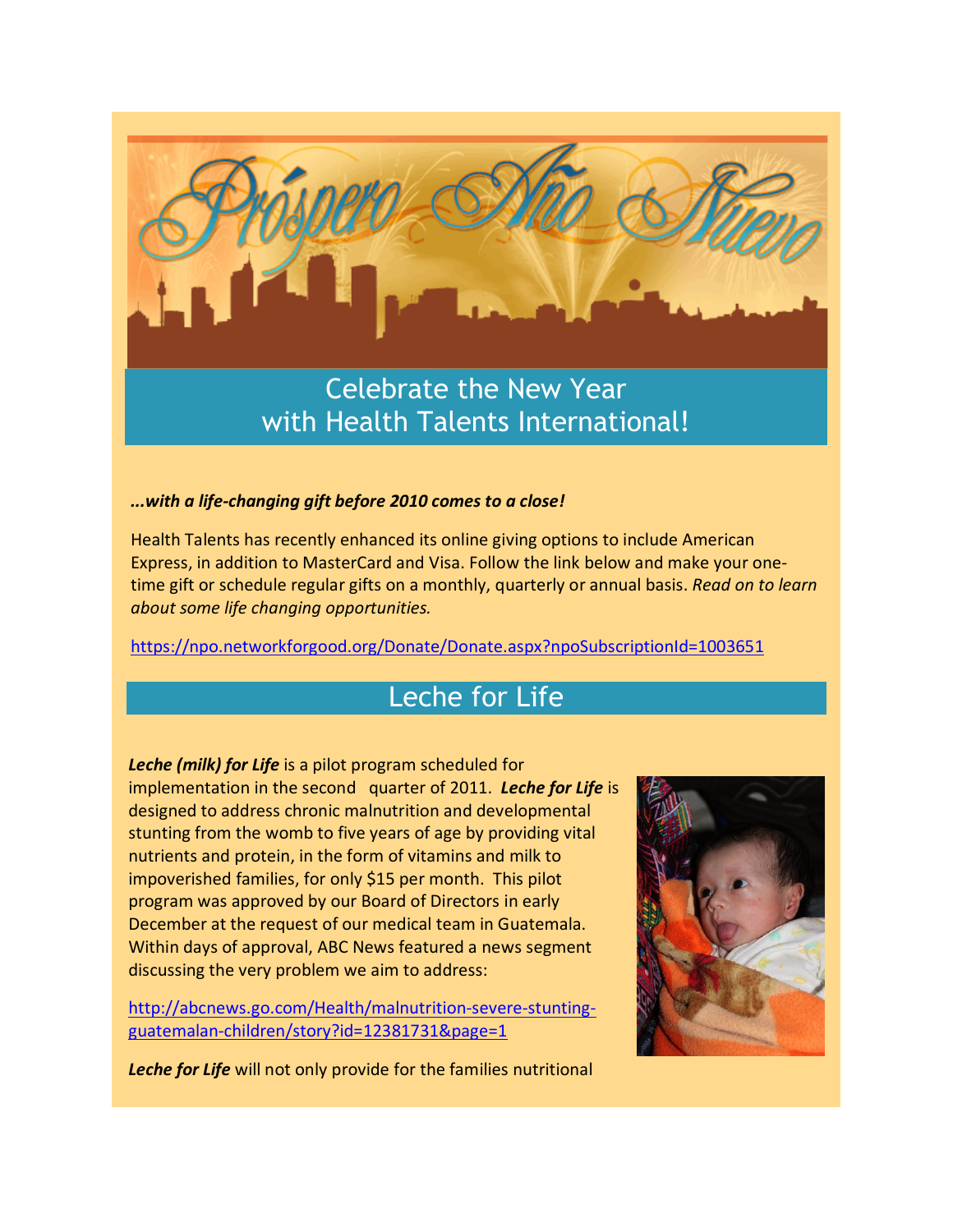# Próspero Año Nuevo

## Celebrate the New Year with Health Talents International!

***...with a life-changing gift before 2010 comes to a close!***

Health Talents has recently enhanced its online giving options to include American Express, in addition to MasterCard and Visa. Follow the link below and make your one-time gift or schedule regular gifts on a monthly, quarterly or annual basis. *Read on to learn about some life changing opportunities.*

https://npo.networkforgood.org/Donate/Donate.aspx?npoSubscriptionId=1003651

## Leche for Life

***Leche (milk) for Life*** is a pilot program scheduled for implementation in the second quarter of 2011. ***Leche for Life*** is designed to address chronic malnutrition and developmental stunting from the womb to five years of age by providing vital nutrients and protein, in the form of vitamins and milk to impoverished families, for only $15 per month. This pilot program was approved by our Board of Directors in early December at the request of our medical team in Guatemala. Within days of approval, ABC News featured a news segment discussing the very problem we aim to address:

http://abcnews.go.com/Health/malnutrition-severe-stunting-guatemalan-children/story?id=12381731&page=1

***Leche for Life*** will not only provide for the families nutritional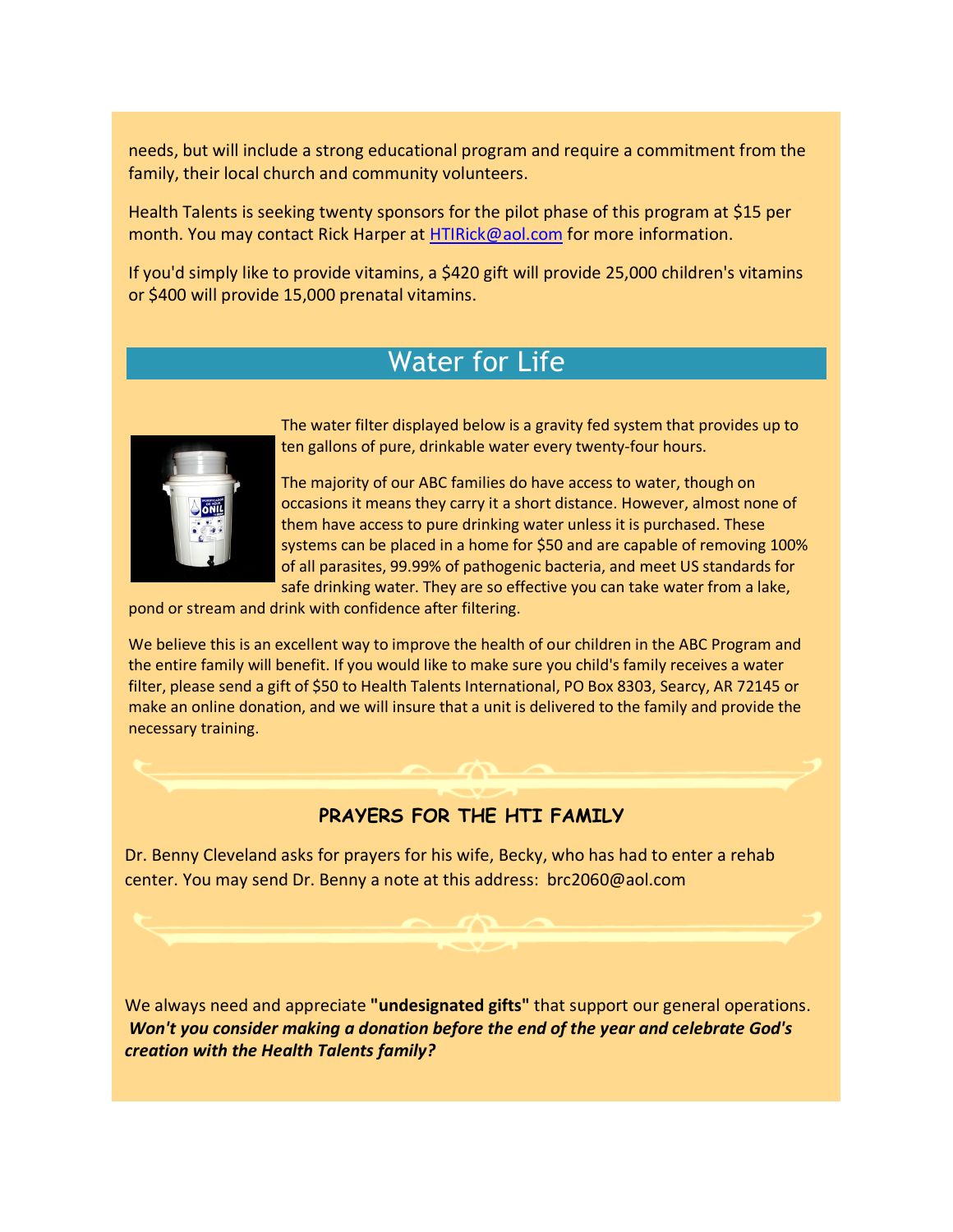needs, but will include a strong educational program and require a commitment from the family, their local church and community volunteers.

Health Talents is seeking twenty sponsors for the pilot phase of this program at $15 per month. You may contact Rick Harper at HTIRick@aol.com for more information.

If you'd simply like to provide vitamins, a $420 gift will provide 25,000 children's vitamins or $400 will provide 15,000 prenatal vitamins.

## Water for Life

The water filter displayed below is a gravity fed system that provides up to ten gallons of pure, drinkable water every twenty-four hours.

The majority of our ABC families do have access to water, though on occasions it means they carry it a short distance. However, almost none of them have access to pure drinking water unless it is purchased. These systems can be placed in a home for $50 and are capable of removing 100% of all parasites, 99.99% of pathogenic bacteria, and meet US standards for safe drinking water. They are so effective you can take water from a lake, pond or stream and drink with confidence after filtering.

We believe this is an excellent way to improve the health of our children in the ABC Program and the entire family will benefit. If you would like to make sure you child's family receives a water filter, please send a gift of $50 to Health Talents International, PO Box 8303, Searcy, AR 72145 or make an online donation, and we will insure that a unit is delivered to the family and provide the necessary training.

### PRAYERS FOR THE HTI FAMILY

Dr. Benny Cleveland asks for prayers for his wife, Becky, who has had to enter a rehab center. You may send Dr. Benny a note at this address: brc2060@aol.com

We always need and appreciate **"undesignated gifts"** that support our general operations. ***Won't you consider making a donation before the end of the year and celebrate God's creation with the Health Talents family?***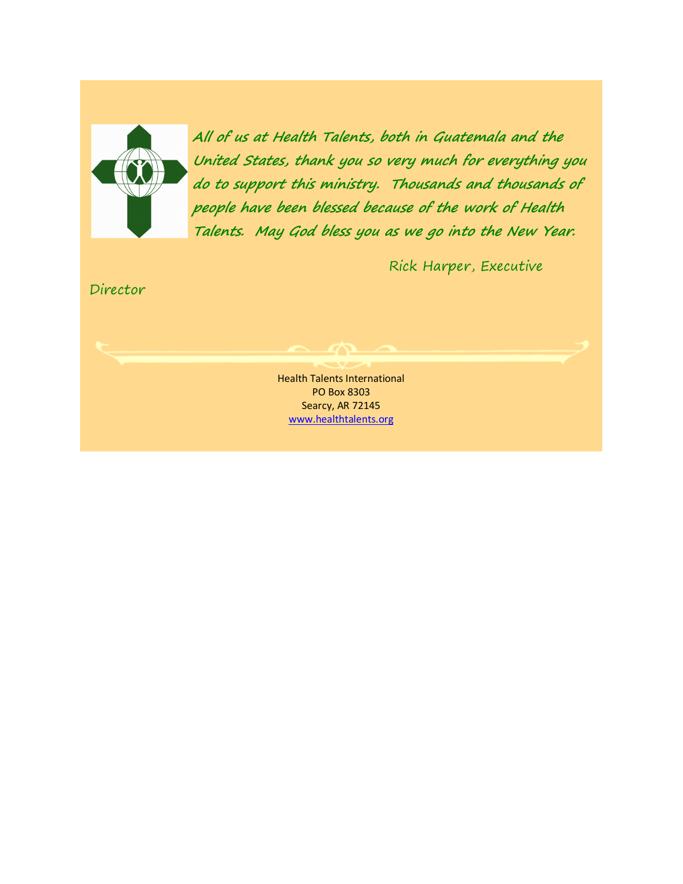***All of us at Health Talents, both in Guatemala and the United States, thank you so very much for everything you do to support this ministry. Thousands and thousands of people have been blessed because of the work of Health Talents. May God bless you as we go into the New Year.***

Rick Harper, Executive Director

Health Talents International
PO Box 8303
Searcy, AR 72145
www.healthtalents.org